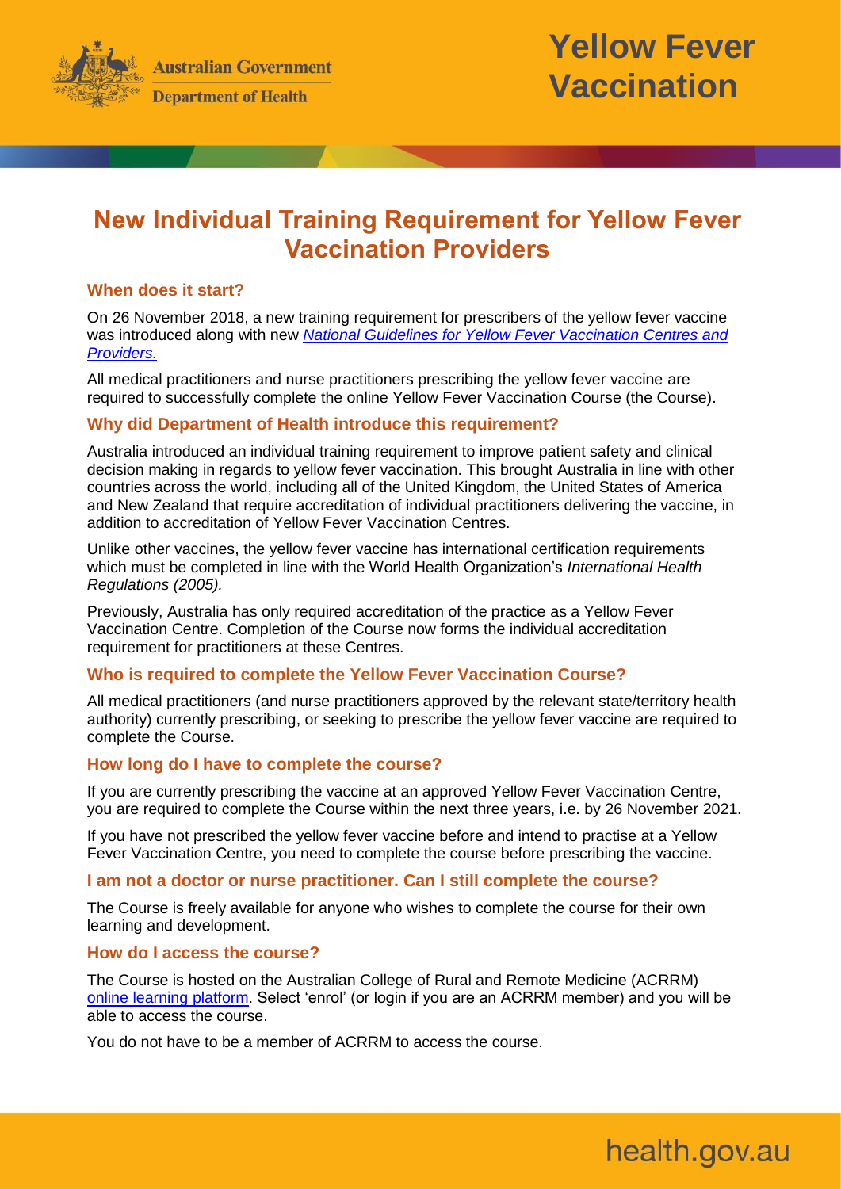Australian Government

Department of Health

# Yellow Fever Vaccination

## New Individual Training Requirement for Yellow Fever Vaccination Providers

### When does it start?

On 26 November 2018, a new training requirement for prescribers of the yellow fever vaccine was introduced along with new *National Guidelines for Yellow Fever Vaccination Centres and Providers.*

All medical practitioners and nurse practitioners prescribing the yellow fever vaccine are required to successfully complete the online Yellow Fever Vaccination Course (the Course).

### Why did Department of Health introduce this requirement?

Australia introduced an individual training requirement to improve patient safety and clinical decision making in regards to yellow fever vaccination. This brought Australia in line with other countries across the world, including all of the United Kingdom, the United States of America and New Zealand that require accreditation of individual practitioners delivering the vaccine, in addition to accreditation of Yellow Fever Vaccination Centres.

Unlike other vaccines, the yellow fever vaccine has international certification requirements which must be completed in line with the World Health Organization's *International Health Regulations (2005).*

Previously, Australia has only required accreditation of the practice as a Yellow Fever Vaccination Centre. Completion of the Course now forms the individual accreditation requirement for practitioners at these Centres.

### Who is required to complete the Yellow Fever Vaccination Course?

All medical practitioners (and nurse practitioners approved by the relevant state/territory health authority) currently prescribing, or seeking to prescribe the yellow fever vaccine are required to complete the Course.

### How long do I have to complete the course?

If you are currently prescribing the vaccine at an approved Yellow Fever Vaccination Centre, you are required to complete the Course within the next three years, i.e. by 26 November 2021.

If you have not prescribed the yellow fever vaccine before and intend to practise at a Yellow Fever Vaccination Centre, you need to complete the course before prescribing the vaccine.

### I am not a doctor or nurse practitioner. Can I still complete the course?

The Course is freely available for anyone who wishes to complete the course for their own learning and development.

### How do I access the course?

The Course is hosted on the Australian College of Rural and Remote Medicine (ACRRM) online learning platform. Select 'enrol' (or login if you are an ACRRM member) and you will be able to access the course.

You do not have to be a member of ACRRM to access the course.

health.gov.au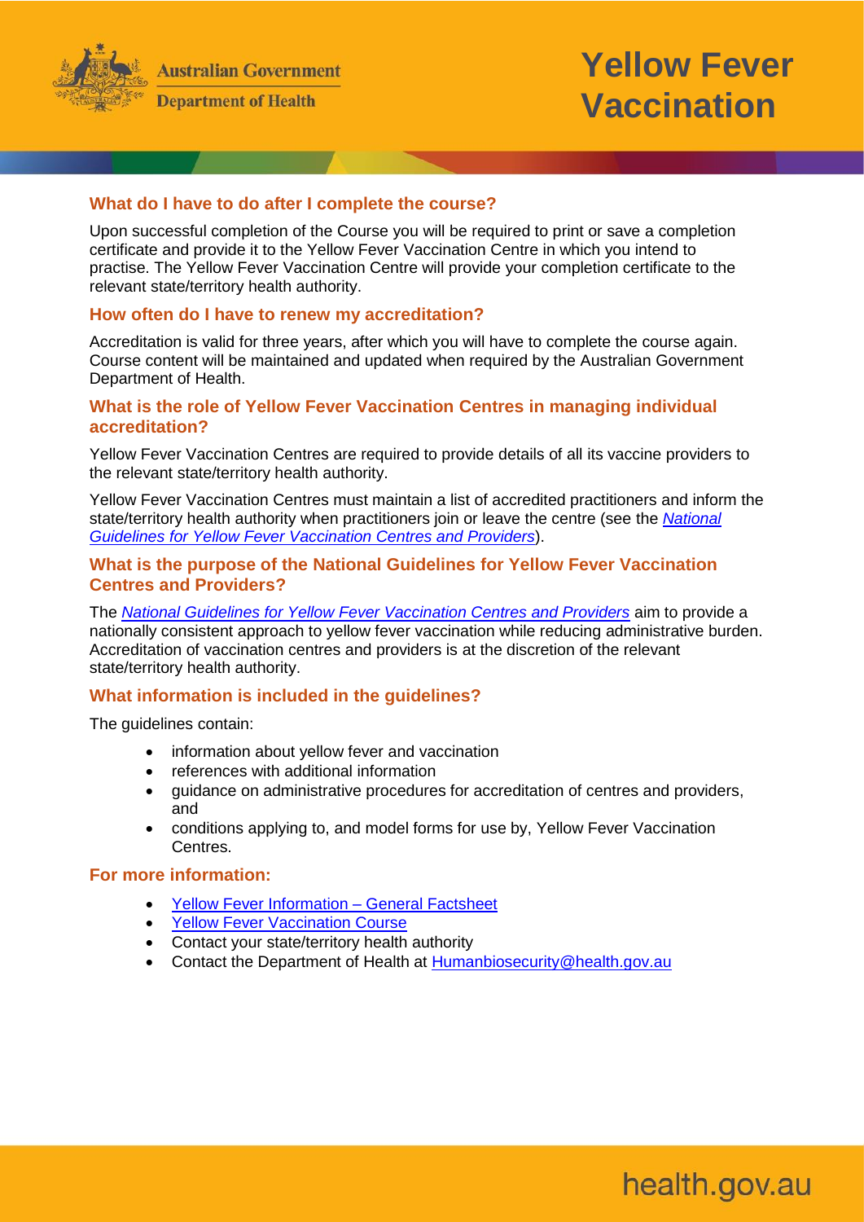# Yellow Fever Vaccination

## What do I have to do after I complete the course?

Upon successful completion of the Course you will be required to print or save a completion certificate and provide it to the Yellow Fever Vaccination Centre in which you intend to practise. The Yellow Fever Vaccination Centre will provide your completion certificate to the relevant state/territory health authority.

## How often do I have to renew my accreditation?

Accreditation is valid for three years, after which you will have to complete the course again. Course content will be maintained and updated when required by the Australian Government Department of Health.

## What is the role of Yellow Fever Vaccination Centres in managing individual accreditation?

Yellow Fever Vaccination Centres are required to provide details of all its vaccine providers to the relevant state/territory health authority.

Yellow Fever Vaccination Centres must maintain a list of accredited practitioners and inform the state/territory health authority when practitioners join or leave the centre (see the *National Guidelines for Yellow Fever Vaccination Centres and Providers*).

## What is the purpose of the National Guidelines for Yellow Fever Vaccination Centres and Providers?

The *National Guidelines for Yellow Fever Vaccination Centres and Providers* aim to provide a nationally consistent approach to yellow fever vaccination while reducing administrative burden. Accreditation of vaccination centres and providers is at the discretion of the relevant state/territory health authority.

## What information is included in the guidelines?

The guidelines contain:

- information about yellow fever and vaccination
- references with additional information
- guidance on administrative procedures for accreditation of centres and providers, and
- conditions applying to, and model forms for use by, Yellow Fever Vaccination Centres.

## For more information:

- Yellow Fever Information – General Factsheet
- Yellow Fever Vaccination Course
- Contact your state/territory health authority
- Contact the Department of Health at Humanbiosecurity@health.gov.au